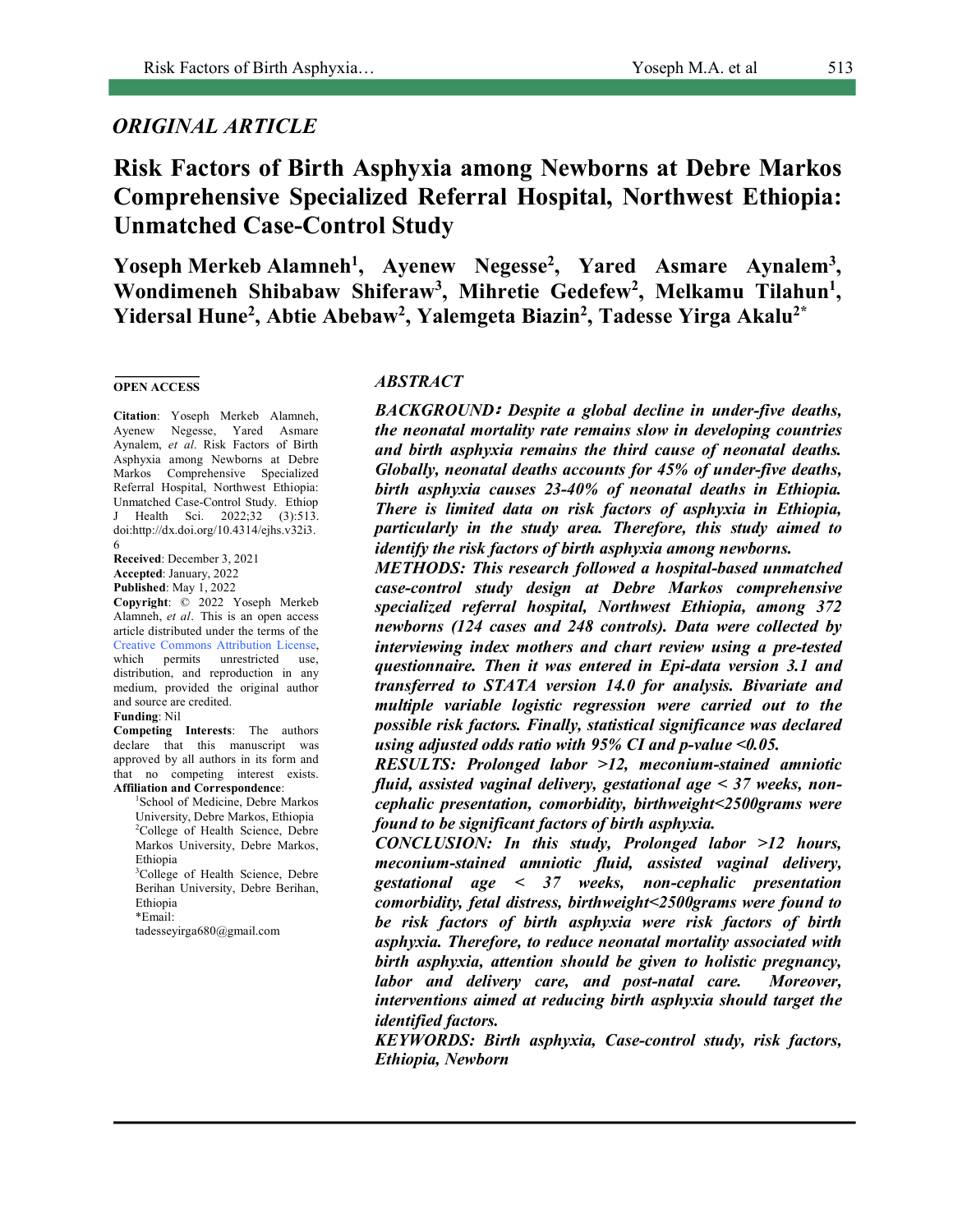*ORIGINAL ARTICLE*

# Risk Factors of Birth Asphyxia among Newborns at Debre Markos Comprehensive Specialized Referral Hospital, Northwest Ethiopia: Unmatched Case-Control Study

**Yoseph Merkeb Alamneh[1], Ayenew Negesse[2], Yared Asmare Aynalem[3], Wondimeneh Shibabaw Shiferaw[3], Mihretie Gedefew[2], Melkamu Tilahun[1], Yidersal Hune[2], Abtie Abebaw[2], Yalemgeta Biazin[2], Tadesse Yirga Akalu[2*]**

**OPEN ACCESS**

**Citation**: Yoseph Merkeb Alamneh, Ayenew Negesse, Yared Asmare Aynalem, *et al*. Risk Factors of Birth Asphyxia among Newborns at Debre Markos Comprehensive Specialized Referral Hospital, Northwest Ethiopia: Unmatched Case-Control Study. Ethiop J Health Sci. 2022;32 (3):513. doi:http://dx.doi.org/10.4314/ejhs.v32i3.6

**Received**: December 3, 2021

**Accepted**: January, 2022

**Published**: May 1, 2022

**Copyright**: © 2022 Yoseph Merkeb Alamneh, *et al*. This is an open access article distributed under the terms of the Creative Commons Attribution License, which permits unrestricted use, distribution, and reproduction in any medium, provided the original author and source are credited.

**Funding**: Nil

**Competing Interests**: The authors declare that this manuscript was approved by all authors in its form and that no competing interest exists.

**Affiliation and Correspondence**:

[1]School of Medicine, Debre Markos University, Debre Markos, Ethiopia

[2]College of Health Science, Debre Markos University, Debre Markos, Ethiopia

[3]College of Health Science, Debre Berihan University, Debre Berihan, Ethiopia

*Email: tadesseyirga680@gmail.com

## *ABSTRACT*

***BACKGROUND*: Despite a global decline in under-five deaths, the neonatal mortality rate remains slow in developing countries and birth asphyxia remains the third cause of neonatal deaths. Globally, neonatal deaths accounts for 45% of under-five deaths, birth asphyxia causes 23-40% of neonatal deaths in Ethiopia. There is limited data on risk factors of asphyxia in Ethiopia, particularly in the study area. Therefore, this study aimed to identify the risk factors of birth asphyxia among newborns.**

***METHODS:* This research followed a hospital-based unmatched case-control study design at Debre Markos comprehensive specialized referral hospital, Northwest Ethiopia, among 372 newborns (124 cases and 248 controls). Data were collected by interviewing index mothers and chart review using a pre-tested questionnaire. Then it was entered in Epi-data version 3.1 and transferred to STATA version 14.0 for analysis. Bivariate and multiple variable logistic regression were carried out to the possible risk factors. Finally, statistical significance was declared using adjusted odds ratio with 95% CI and p-value <0.05.**

***RESULTS:* Prolonged labor >12, meconium-stained amniotic fluid, assisted vaginal delivery, gestational age < 37 weeks, non-cephalic presentation, comorbidity, birthweight<2500grams were found to be significant factors of birth asphyxia.**

***CONCLUSION:* In this study, Prolonged labor >12 hours, meconium-stained amniotic fluid, assisted vaginal delivery, gestational age < 37 weeks, non-cephalic presentation comorbidity, fetal distress, birthweight<2500grams were found to be risk factors of birth asphyxia were risk factors of birth asphyxia. Therefore, to reduce neonatal mortality associated with birth asphyxia, attention should be given to holistic pregnancy, labor and delivery care, and post-natal care. Moreover, interventions aimed at reducing birth asphyxia should target the identified factors.**

***KEYWORDS:* Birth asphyxia, Case-control study, risk factors, Ethiopia, Newborn**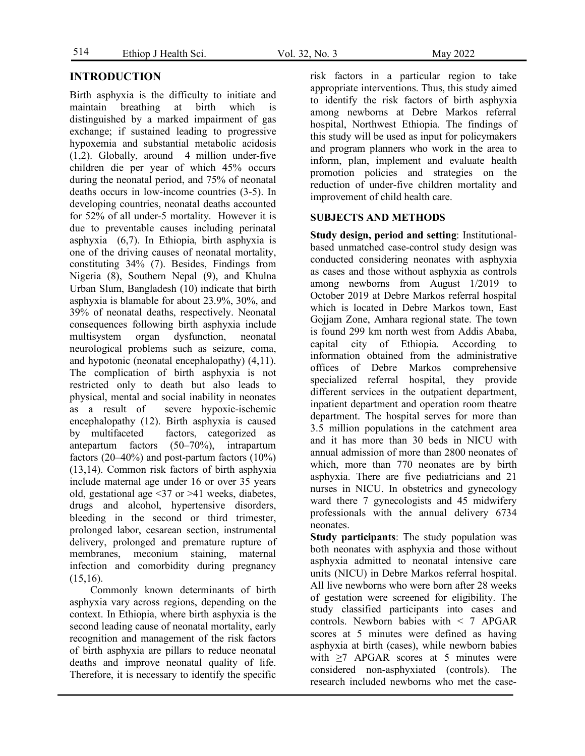## INTRODUCTION

Birth asphyxia is the difficulty to initiate and maintain breathing at birth which is distinguished by a marked impairment of gas exchange; if sustained leading to progressive hypoxemia and substantial metabolic acidosis (1,2). Globally, around 4 million under-five children die per year of which 45% occurs during the neonatal period, and 75% of neonatal deaths occurs in low-income countries (3-5). In developing countries, neonatal deaths accounted for 52% of all under-5 mortality. However it is due to preventable causes including perinatal asphyxia (6,7). In Ethiopia, birth asphyxia is one of the driving causes of neonatal mortality, constituting 34% (7). Besides, Findings from Nigeria (8), Southern Nepal (9), and Khulna Urban Slum, Bangladesh (10) indicate that birth asphyxia is blamable for about 23.9%, 30%, and 39% of neonatal deaths, respectively. Neonatal consequences following birth asphyxia include multisystem organ dysfunction, neonatal neurological problems such as seizure, coma, and hypotonic (neonatal encephalopathy) (4,11). The complication of birth asphyxia is not restricted only to death but also leads to physical, mental and social inability in neonates as a result of severe hypoxic-ischemic encephalopathy (12). Birth asphyxia is caused by multifaceted factors, categorized as antepartum factors (50–70%), intrapartum factors (20–40%) and post-partum factors (10%) (13,14). Common risk factors of birth asphyxia include maternal age under 16 or over 35 years old, gestational age <37 or >41 weeks, diabetes, drugs and alcohol, hypertensive disorders, bleeding in the second or third trimester, prolonged labor, cesarean section, instrumental delivery, prolonged and premature rupture of membranes, meconium staining, maternal infection and comorbidity during pregnancy (15,16).

Commonly known determinants of birth asphyxia vary across regions, depending on the context. In Ethiopia, where birth asphyxia is the second leading cause of neonatal mortality, early recognition and management of the risk factors of birth asphyxia are pillars to reduce neonatal deaths and improve neonatal quality of life. Therefore, it is necessary to identify the specific risk factors in a particular region to take appropriate interventions. Thus, this study aimed to identify the risk factors of birth asphyxia among newborns at Debre Markos referral hospital, Northwest Ethiopia. The findings of this study will be used as input for policymakers and program planners who work in the area to inform, plan, implement and evaluate health promotion policies and strategies on the reduction of under-five children mortality and improvement of child health care.

## SUBJECTS AND METHODS

**Study design, period and setting**: Institutional-based unmatched case-control study design was conducted considering neonates with asphyxia as cases and those without asphyxia as controls among newborns from August 1/2019 to October 2019 at Debre Markos referral hospital which is located in Debre Markos town, East Gojjam Zone, Amhara regional state. The town is found 299 km north west from Addis Ababa, capital city of Ethiopia. According to information obtained from the administrative offices of Debre Markos comprehensive specialized referral hospital, they provide different services in the outpatient department, inpatient department and operation room theatre department. The hospital serves for more than 3.5 million populations in the catchment area and it has more than 30 beds in NICU with annual admission of more than 2800 neonates of which, more than 770 neonates are by birth asphyxia. There are five pediatricians and 21 nurses in NICU. In obstetrics and gynecology ward there 7 gynecologists and 45 midwifery professionals with the annual delivery 6734 neonates.

**Study participants**: The study population was both neonates with asphyxia and those without asphyxia admitted to neonatal intensive care units (NICU) in Debre Markos referral hospital. All live newborns who were born after 28 weeks of gestation were screened for eligibility. The study classified participants into cases and controls. Newborn babies with < 7 APGAR scores at 5 minutes were defined as having asphyxia at birth (cases), while newborn babies with ≥7 APGAR scores at 5 minutes were considered non-asphyxiated (controls). The research included newborns who met the case-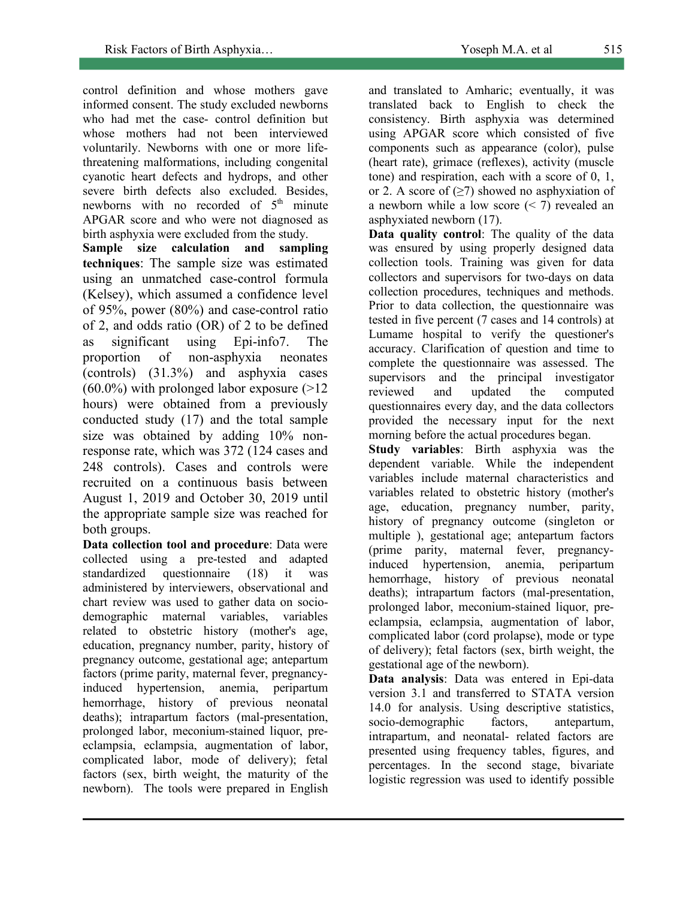control definition and whose mothers gave informed consent. The study excluded newborns who had met the case- control definition but whose mothers had not been interviewed voluntarily. Newborns with one or more life-threatening malformations, including congenital cyanotic heart defects and hydrops, and other severe birth defects also excluded. Besides, newborns with no recorded of 5th minute APGAR score and who were not diagnosed as birth asphyxia were excluded from the study.

**Sample size calculation and sampling techniques**: The sample size was estimated using an unmatched case-control formula (Kelsey), which assumed a confidence level of 95%, power (80%) and case-control ratio of 2, and odds ratio (OR) of 2 to be defined as significant using Epi-info7. The proportion of non-asphyxia neonates (controls) (31.3%) and asphyxia cases (60.0%) with prolonged labor exposure (>12 hours) were obtained from a previously conducted study (17) and the total sample size was obtained by adding 10% non-response rate, which was 372 (124 cases and 248 controls). Cases and controls were recruited on a continuous basis between August 1, 2019 and October 30, 2019 until the appropriate sample size was reached for both groups.

**Data collection tool and procedure**: Data were collected using a pre-tested and adapted standardized questionnaire (18) it was administered by interviewers, observational and chart review was used to gather data on socio-demographic maternal variables, variables related to obstetric history (mother's age, education, pregnancy number, parity, history of pregnancy outcome, gestational age; antepartum factors (prime parity, maternal fever, pregnancy-induced hypertension, anemia, peripartum hemorrhage, history of previous neonatal deaths); intrapartum factors (mal-presentation, prolonged labor, meconium-stained liquor, pre-eclampsia, eclampsia, augmentation of labor, complicated labor, mode of delivery); fetal factors (sex, birth weight, the maturity of the newborn). The tools were prepared in English and translated to Amharic; eventually, it was translated back to English to check the consistency. Birth asphyxia was determined using APGAR score which consisted of five components such as appearance (color), pulse (heart rate), grimace (reflexes), activity (muscle tone) and respiration, each with a score of 0, 1, or 2. A score of (≥7) showed no asphyxiation of a newborn while a low score (< 7) revealed an asphyxiated newborn (17).

**Data quality control**: The quality of the data was ensured by using properly designed data collection tools. Training was given for data collectors and supervisors for two-days on data collection procedures, techniques and methods. Prior to data collection, the questionnaire was tested in five percent (7 cases and 14 controls) at Lumame hospital to verify the questioner's accuracy. Clarification of question and time to complete the questionnaire was assessed. The supervisors and the principal investigator reviewed and updated the computed questionnaires every day, and the data collectors provided the necessary input for the next morning before the actual procedures began.

**Study variables**: Birth asphyxia was the dependent variable. While the independent variables include maternal characteristics and variables related to obstetric history (mother's age, education, pregnancy number, parity, history of pregnancy outcome (singleton or multiple ), gestational age; antepartum factors (prime parity, maternal fever, pregnancy-induced hypertension, anemia, peripartum hemorrhage, history of previous neonatal deaths); intrapartum factors (mal-presentation, prolonged labor, meconium-stained liquor, pre-eclampsia, eclampsia, augmentation of labor, complicated labor (cord prolapse), mode or type of delivery); fetal factors (sex, birth weight, the gestational age of the newborn).

**Data analysis**: Data was entered in Epi-data version 3.1 and transferred to STATA version 14.0 for analysis. Using descriptive statistics, socio-demographic factors, antepartum, intrapartum, and neonatal- related factors are presented using frequency tables, figures, and percentages. In the second stage, bivariate logistic regression was used to identify possible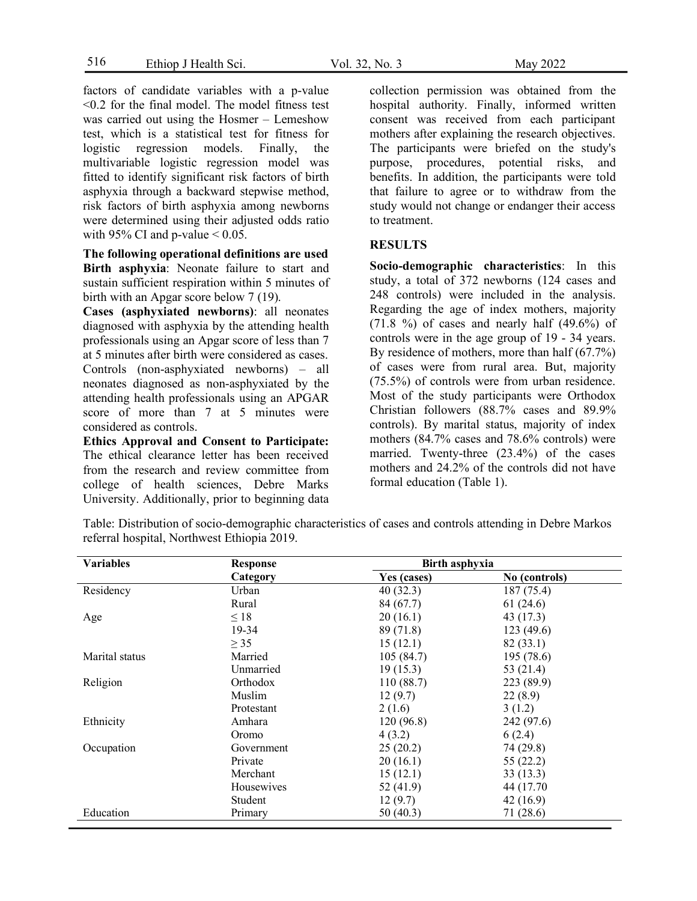factors of candidate variables with a p-value <0.2 for the final model. The model fitness test was carried out using the Hosmer – Lemeshow test, which is a statistical test for fitness for logistic regression models. Finally, the multivariable logistic regression model was fitted to identify significant risk factors of birth asphyxia through a backward stepwise method, risk factors of birth asphyxia among newborns were determined using their adjusted odds ratio with 95% CI and p-value < 0.05.

**The following operational definitions are used**

**Birth asphyxia**: Neonate failure to start and sustain sufficient respiration within 5 minutes of birth with an Apgar score below 7 (19).

**Cases (asphyxiated newborns)**: all neonates diagnosed with asphyxia by the attending health professionals using an Apgar score of less than 7 at 5 minutes after birth were considered as cases. Controls (non-asphyxiated newborns) – all neonates diagnosed as non-asphyxiated by the attending health professionals using an APGAR score of more than 7 at 5 minutes were considered as controls.

**Ethics Approval and Consent to Participate:** The ethical clearance letter has been received from the research and review committee from college of health sciences, Debre Marks University. Additionally, prior to beginning data collection permission was obtained from the hospital authority. Finally, informed written consent was received from each participant mothers after explaining the research objectives. The participants were briefed on the study's purpose, procedures, potential risks, and benefits. In addition, the participants were told that failure to agree or to withdraw from the study would not change or endanger their access to treatment.

## RESULTS

**Socio-demographic characteristics**: In this study, a total of 372 newborns (124 cases and 248 controls) were included in the analysis. Regarding the age of index mothers, majority (71.8 %) of cases and nearly half (49.6%) of controls were in the age group of 19 - 34 years. By residence of mothers, more than half (67.7%) of cases were from rural area. But, majority (75.5%) of controls were from urban residence. Most of the study participants were Orthodox Christian followers (88.7% cases and 89.9% controls). By marital status, majority of index mothers (84.7% cases and 78.6% controls) were married. Twenty-three (23.4%) of the cases mothers and 24.2% of the controls did not have formal education (Table 1).

Table: Distribution of socio-demographic characteristics of cases and controls attending in Debre Markos referral hospital, Northwest Ethiopia 2019.

| Variables | Response Category | Birth asphyxia | |
|---|---|---|---|
| | | Yes (cases) | No (controls) |
| Residency | Urban | 40 (32.3) | 187 (75.4) |
| | Rural | 84 (67.7) | 61 (24.6) |
| Age | ≤ 18 | 20 (16.1) | 43 (17.3) |
| | 19-34 | 89 (71.8) | 123 (49.6) |
| | ≥ 35 | 15 (12.1) | 82 (33.1) |
| Marital status | Married | 105 (84.7) | 195 (78.6) |
| | Unmarried | 19 (15.3) | 53 (21.4) |
| Religion | Orthodox | 110 (88.7) | 223 (89.9) |
| | Muslim | 12 (9.7) | 22 (8.9) |
| | Protestant | 2 (1.6) | 3 (1.2) |
| Ethnicity | Amhara | 120 (96.8) | 242 (97.6) |
| | Oromo | 4 (3.2) | 6 (2.4) |
| Occupation | Government | 25 (20.2) | 74 (29.8) |
| | Private | 20 (16.1) | 55 (22.2) |
| | Merchant | 15 (12.1) | 33 (13.3) |
| | Housewives | 52 (41.9) | 44 (17.70 |
| | Student | 12 (9.7) | 42 (16.9) |
| Education | Primary | 50 (40.3) | 71 (28.6) |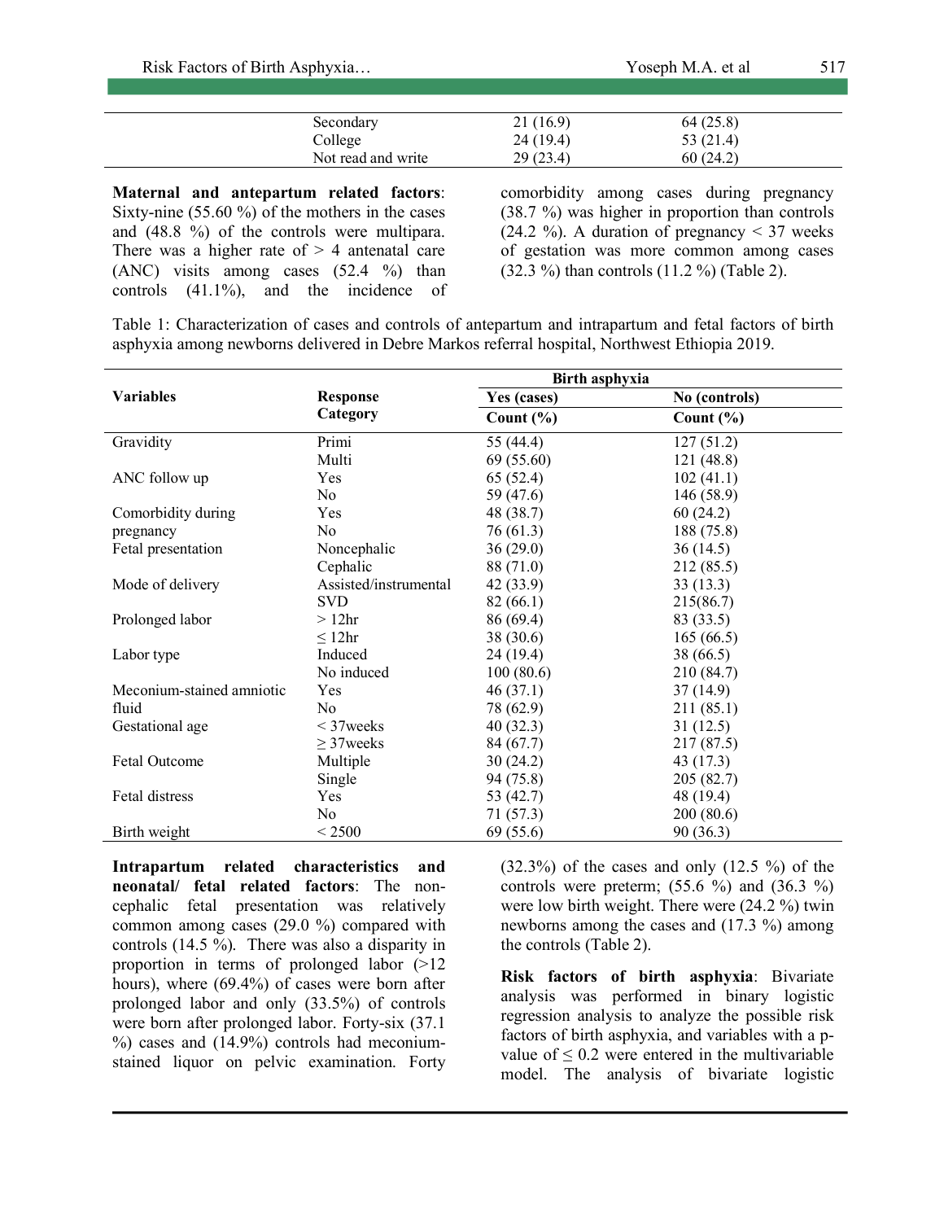| | Secondary | 21 (16.9) | 64 (25.8) |
|---|---|---|---|
| | College | 24 (19.4) | 53 (21.4) |
| | Not read and write | 29 (23.4) | 60 (24.2) |

**Maternal and antepartum related factors**: Sixty-nine (55.60 %) of the mothers in the cases and (48.8 %) of the controls were multipara. There was a higher rate of > 4 antenatal care (ANC) visits among cases (52.4 %) than controls (41.1%), and the incidence of comorbidity among cases during pregnancy (38.7 %) was higher in proportion than controls (24.2 %). A duration of pregnancy < 37 weeks of gestation was more common among cases (32.3 %) than controls (11.2 %) (Table 2).

Table 1: Characterization of cases and controls of antepartum and intrapartum and fetal factors of birth asphyxia among newborns delivered in Debre Markos referral hospital, Northwest Ethiopia 2019.

| Variables | Response Category | Birth asphyxia | |
|---|---|---|---|
| | | Yes (cases) | No (controls) |
| | | Count (%) | Count (%) |
| Gravidity | Primi | 55 (44.4) | 127 (51.2) |
| | Multi | 69 (55.60) | 121 (48.8) |
| ANC follow up | Yes | 65 (52.4) | 102 (41.1) |
| | No | 59 (47.6) | 146 (58.9) |
| Comorbidity during pregnancy | Yes | 48 (38.7) | 60 (24.2) |
| | No | 76 (61.3) | 188 (75.8) |
| Fetal presentation | Noncephalic | 36 (29.0) | 36 (14.5) |
| | Cephalic | 88 (71.0) | 212 (85.5) |
| Mode of delivery | Assisted/instrumental | 42 (33.9) | 33 (13.3) |
| | SVD | 82 (66.1) | 215(86.7) |
| Prolonged labor | > 12hr | 86 (69.4) | 83 (33.5) |
| | ≤ 12hr | 38 (30.6) | 165 (66.5) |
| Labor type | Induced | 24 (19.4) | 38 (66.5) |
| | No induced | 100 (80.6) | 210 (84.7) |
| Meconium-stained amniotic fluid | Yes | 46 (37.1) | 37 (14.9) |
| | No | 78 (62.9) | 211 (85.1) |
| Gestational age | < 37weeks | 40 (32.3) | 31 (12.5) |
| | ≥ 37weeks | 84 (67.7) | 217 (87.5) |
| Fetal Outcome | Multiple | 30 (24.2) | 43 (17.3) |
| | Single | 94 (75.8) | 205 (82.7) |
| Fetal distress | Yes | 53 (42.7) | 48 (19.4) |
| | No | 71 (57.3) | 200 (80.6) |
| Birth weight | < 2500 | 69 (55.6) | 90 (36.3) |

**Intrapartum related characteristics and neonatal/ fetal related factors**: The non-cephalic fetal presentation was relatively common among cases (29.0 %) compared with controls (14.5 %). There was also a disparity in proportion in terms of prolonged labor (>12 hours), where (69.4%) of cases were born after prolonged labor and only (33.5%) of controls were born after prolonged labor. Forty-six (37.1 %) cases and (14.9%) controls had meconium-stained liquor on pelvic examination. Forty (32.3%) of the cases and only (12.5 %) of the controls were preterm; (55.6 %) and (36.3 %) were low birth weight. There were (24.2 %) twin newborns among the cases and (17.3 %) among the controls (Table 2).

**Risk factors of birth asphyxia**: Bivariate analysis was performed in binary logistic regression analysis to analyze the possible risk factors of birth asphyxia, and variables with a p-value of ≤ 0.2 were entered in the multivariable model. The analysis of bivariate logistic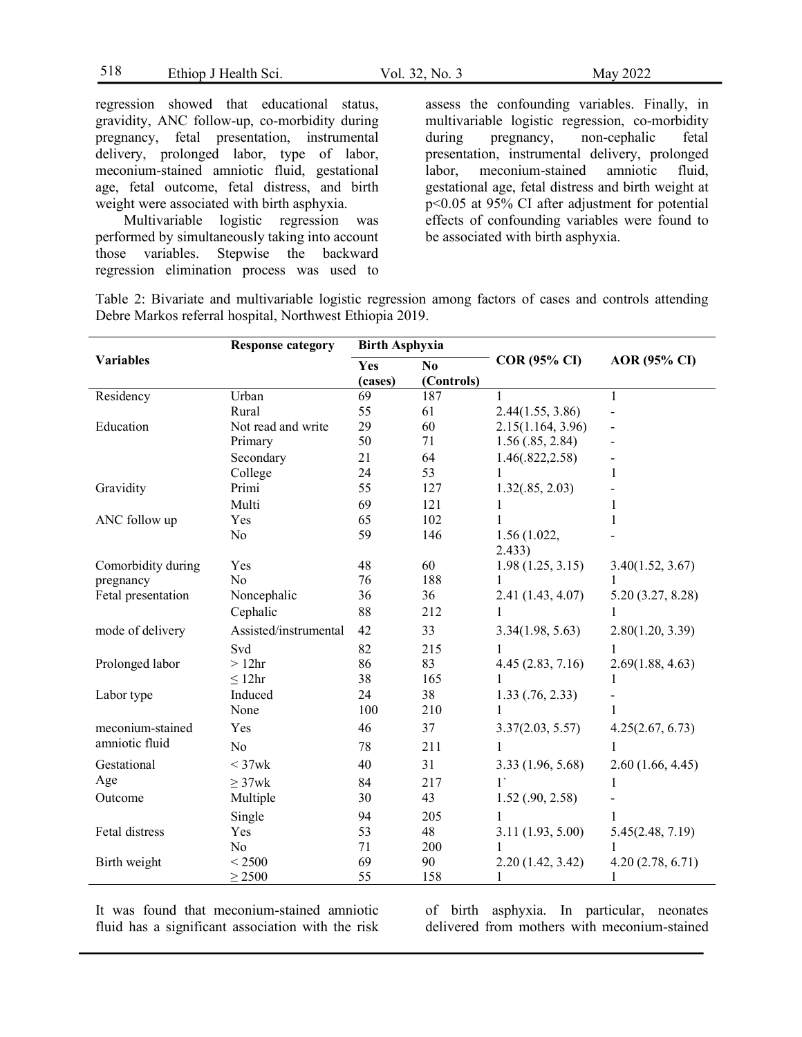regression showed that educational status, gravidity, ANC follow-up, co-morbidity during pregnancy, fetal presentation, instrumental delivery, prolonged labor, type of labor, meconium-stained amniotic fluid, gestational age, fetal outcome, fetal distress, and birth weight were associated with birth asphyxia.

Multivariable logistic regression was performed by simultaneously taking into account those variables. Stepwise the backward regression elimination process was used to assess the confounding variables. Finally, in multivariable logistic regression, co-morbidity during pregnancy, non-cephalic fetal presentation, instrumental delivery, prolonged labor, meconium-stained amniotic fluid, gestational age, fetal distress and birth weight at p<0.05 at 95% CI after adjustment for potential effects of confounding variables were found to be associated with birth asphyxia.

Table 2: Bivariate and multivariable logistic regression among factors of cases and controls attending Debre Markos referral hospital, Northwest Ethiopia 2019.

| Variables | Response category | Birth Asphyxia | | COR (95% CI) | AOR (95% CI) |
|---|---|---|---|---|---|
| | | Yes (cases) | No (Controls) | | |
| Residency | Urban | 69 | 187 | 1 | 1 |
| | Rural | 55 | 61 | 2.44(1.55, 3.86) | - |
| Education | Not read and write | 29 | 60 | 2.15(1.164, 3.96) | - |
| | Primary | 50 | 71 | 1.56 (.85, 2.84) | - |
| | Secondary | 21 | 64 | 1.46(.822,2.58) | - |
| | College | 24 | 53 | 1 | 1 |
| Gravidity | Primi | 55 | 127 | 1.32(.85, 2.03) | - |
| | Multi | 69 | 121 | 1 | 1 |
| ANC follow up | Yes | 65 | 102 | 1 | 1 |
| | No | 59 | 146 | 1.56 (1.022, 2.433) | - |
| Comorbidity during pregnancy | Yes | 48 | 60 | 1.98 (1.25, 3.15) | 3.40(1.52, 3.67) |
| | No | 76 | 188 | 1 | 1 |
| Fetal presentation | Noncephalic | 36 | 36 | 2.41 (1.43, 4.07) | 5.20 (3.27, 8.28) |
| | Cephalic | 88 | 212 | 1 | 1 |
| mode of delivery | Assisted/instrumental | 42 | 33 | 3.34(1.98, 5.63) | 2.80(1.20, 3.39) |
| | Svd | 82 | 215 | 1 | 1 |
| Prolonged labor | > 12hr | 86 | 83 | 4.45 (2.83, 7.16) | 2.69(1.88, 4.63) |
| | ≤ 12hr | 38 | 165 | 1 | 1 |
| Labor type | Induced | 24 | 38 | 1.33 (.76, 2.33) | - |
| | None | 100 | 210 | 1 | 1 |
| meconium-stained amniotic fluid | Yes | 46 | 37 | 3.37(2.03, 5.57) | 4.25(2.67, 6.73) |
| | No | 78 | 211 | 1 | 1 |
| Gestational Age | < 37wk | 40 | 31 | 3.33 (1.96, 5.68) | 2.60 (1.66, 4.45) |
| | ≥ 37wk | 84 | 217 | 1` | 1 |
| Outcome | Multiple | 30 | 43 | 1.52 (.90, 2.58) | - |
| | Single | 94 | 205 | 1 | 1 |
| Fetal distress | Yes | 53 | 48 | 3.11 (1.93, 5.00) | 5.45(2.48, 7.19) |
| | No | 71 | 200 | 1 | 1 |
| Birth weight | < 2500 | 69 | 90 | 2.20 (1.42, 3.42) | 4.20 (2.78, 6.71) |
| | ≥ 2500 | 55 | 158 | 1 | 1 |

It was found that meconium-stained amniotic fluid has a significant association with the risk of birth asphyxia. In particular, neonates delivered from mothers with meconium-stained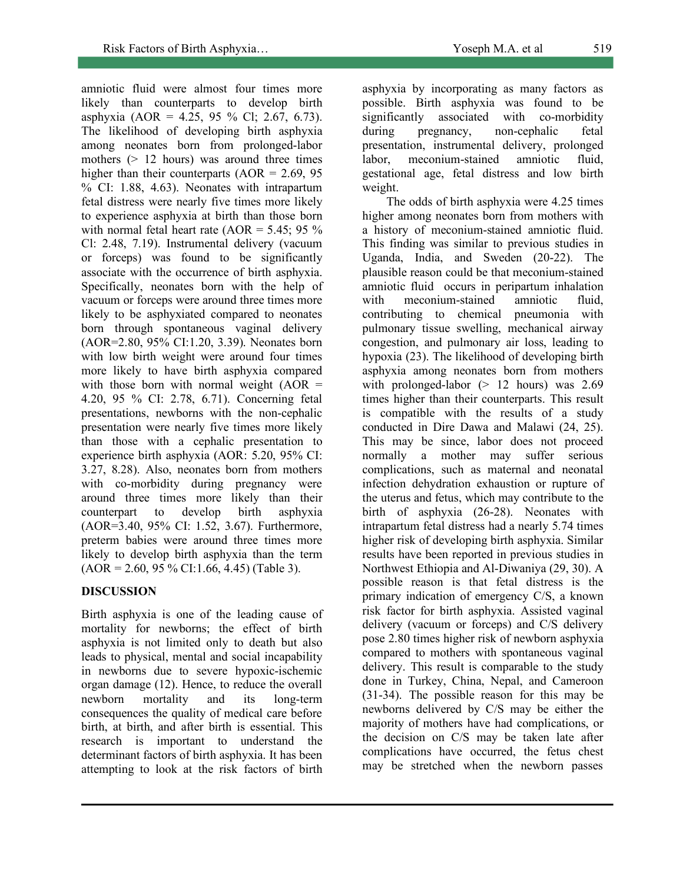amniotic fluid were almost four times more likely than counterparts to develop birth asphyxia (AOR = 4.25, 95 % Cl; 2.67, 6.73). The likelihood of developing birth asphyxia among neonates born from prolonged-labor mothers (> 12 hours) was around three times higher than their counterparts (AOR = 2.69, 95 % CI: 1.88, 4.63). Neonates with intrapartum fetal distress were nearly five times more likely to experience asphyxia at birth than those born with normal fetal heart rate (AOR = 5.45; 95 % Cl: 2.48, 7.19). Instrumental delivery (vacuum or forceps) was found to be significantly associate with the occurrence of birth asphyxia. Specifically, neonates born with the help of vacuum or forceps were around three times more likely to be asphyxiated compared to neonates born through spontaneous vaginal delivery (AOR=2.80, 95% CI:1.20, 3.39). Neonates born with low birth weight were around four times more likely to have birth asphyxia compared with those born with normal weight (AOR = 4.20, 95 % CI: 2.78, 6.71). Concerning fetal presentations, newborns with the non-cephalic presentation were nearly five times more likely than those with a cephalic presentation to experience birth asphyxia (AOR: 5.20, 95% CI: 3.27, 8.28). Also, neonates born from mothers with co-morbidity during pregnancy were around three times more likely than their counterpart to develop birth asphyxia (AOR=3.40, 95% CI: 1.52, 3.67). Furthermore, preterm babies were around three times more likely to develop birth asphyxia than the term (AOR = 2.60, 95 % CI:1.66, 4.45) (Table 3).

## DISCUSSION

Birth asphyxia is one of the leading cause of mortality for newborns; the effect of birth asphyxia is not limited only to death but also leads to physical, mental and social incapability in newborns due to severe hypoxic-ischemic organ damage (12). Hence, to reduce the overall newborn mortality and its long-term consequences the quality of medical care before birth, at birth, and after birth is essential. This research is important to understand the determinant factors of birth asphyxia. It has been attempting to look at the risk factors of birth asphyxia by incorporating as many factors as possible. Birth asphyxia was found to be significantly associated with co-morbidity during pregnancy, non-cephalic fetal presentation, instrumental delivery, prolonged labor, meconium-stained amniotic fluid, gestational age, fetal distress and low birth weight.

The odds of birth asphyxia were 4.25 times higher among neonates born from mothers with a history of meconium-stained amniotic fluid. This finding was similar to previous studies in Uganda, India, and Sweden (20-22). The plausible reason could be that meconium-stained amniotic fluid occurs in peripartum inhalation with meconium-stained amniotic fluid, contributing to chemical pneumonia with pulmonary tissue swelling, mechanical airway congestion, and pulmonary air loss, leading to hypoxia (23). The likelihood of developing birth asphyxia among neonates born from mothers with prolonged-labor (> 12 hours) was 2.69 times higher than their counterparts. This result is compatible with the results of a study conducted in Dire Dawa and Malawi (24, 25). This may be since, labor does not proceed normally a mother may suffer serious complications, such as maternal and neonatal infection dehydration exhaustion or rupture of the uterus and fetus, which may contribute to the birth of asphyxia (26-28). Neonates with intrapartum fetal distress had a nearly 5.74 times higher risk of developing birth asphyxia. Similar results have been reported in previous studies in Northwest Ethiopia and Al-Diwaniya (29, 30). A possible reason is that fetal distress is the primary indication of emergency C/S, a known risk factor for birth asphyxia. Assisted vaginal delivery (vacuum or forceps) and C/S delivery pose 2.80 times higher risk of newborn asphyxia compared to mothers with spontaneous vaginal delivery. This result is comparable to the study done in Turkey, China, Nepal, and Cameroon (31-34). The possible reason for this may be newborns delivered by C/S may be either the majority of mothers have had complications, or the decision on C/S may be taken late after complications have occurred, the fetus chest may be stretched when the newborn passes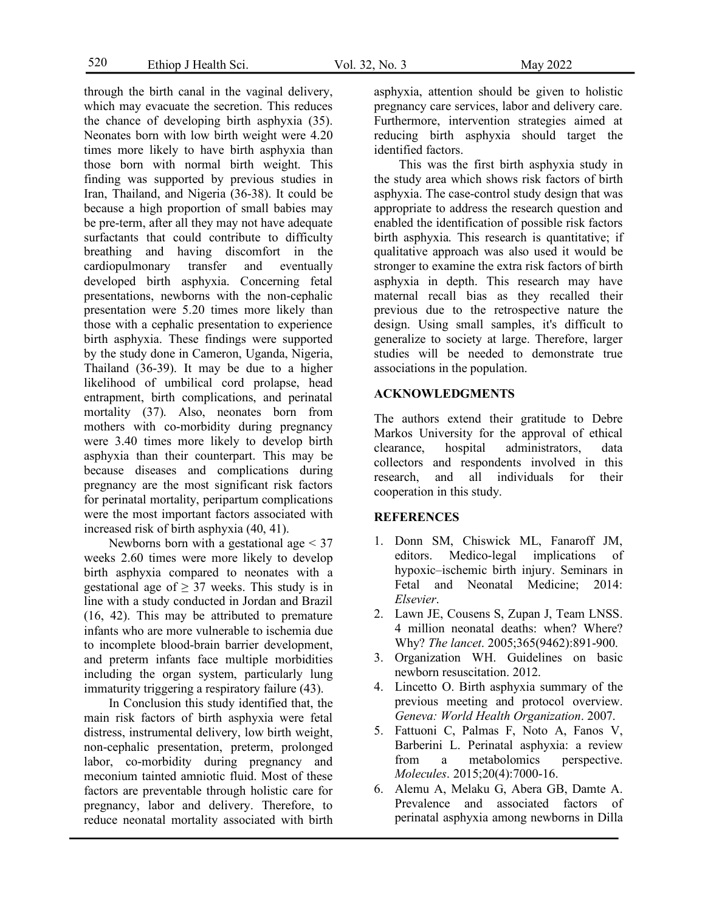through the birth canal in the vaginal delivery, which may evacuate the secretion. This reduces the chance of developing birth asphyxia (35). Neonates born with low birth weight were 4.20 times more likely to have birth asphyxia than those born with normal birth weight. This finding was supported by previous studies in Iran, Thailand, and Nigeria (36-38). It could be because a high proportion of small babies may be pre-term, after all they may not have adequate surfactants that could contribute to difficulty breathing and having discomfort in the cardiopulmonary transfer and eventually developed birth asphyxia. Concerning fetal presentations, newborns with the non-cephalic presentation were 5.20 times more likely than those with a cephalic presentation to experience birth asphyxia. These findings were supported by the study done in Cameron, Uganda, Nigeria, Thailand (36-39). It may be due to a higher likelihood of umbilical cord prolapse, head entrapment, birth complications, and perinatal mortality (37). Also, neonates born from mothers with co-morbidity during pregnancy were 3.40 times more likely to develop birth asphyxia than their counterpart. This may be because diseases and complications during pregnancy are the most significant risk factors for perinatal mortality, peripartum complications were the most important factors associated with increased risk of birth asphyxia (40, 41).

Newborns born with a gestational age < 37 weeks 2.60 times were more likely to develop birth asphyxia compared to neonates with a gestational age of ≥ 37 weeks. This study is in line with a study conducted in Jordan and Brazil (16, 42). This may be attributed to premature infants who are more vulnerable to ischemia due to incomplete blood-brain barrier development, and preterm infants face multiple morbidities including the organ system, particularly lung immaturity triggering a respiratory failure (43).

In Conclusion this study identified that, the main risk factors of birth asphyxia were fetal distress, instrumental delivery, low birth weight, non-cephalic presentation, preterm, prolonged labor, co-morbidity during pregnancy and meconium tainted amniotic fluid. Most of these factors are preventable through holistic care for pregnancy, labor and delivery. Therefore, to reduce neonatal mortality associated with birth asphyxia, attention should be given to holistic pregnancy care services, labor and delivery care. Furthermore, intervention strategies aimed at reducing birth asphyxia should target the identified factors.

This was the first birth asphyxia study in the study area which shows risk factors of birth asphyxia. The case-control study design that was appropriate to address the research question and enabled the identification of possible risk factors birth asphyxia. This research is quantitative; if qualitative approach was also used it would be stronger to examine the extra risk factors of birth asphyxia in depth. This research may have maternal recall bias as they recalled their previous due to the retrospective nature the design. Using small samples, it's difficult to generalize to society at large. Therefore, larger studies will be needed to demonstrate true associations in the population.

## ACKNOWLEDGMENTS

The authors extend their gratitude to Debre Markos University for the approval of ethical clearance, hospital administrators, data collectors and respondents involved in this research, and all individuals for their cooperation in this study.

## REFERENCES

1. Donn SM, Chiswick ML, Fanaroff JM, editors. Medico-legal implications of hypoxic–ischemic birth injury. Seminars in Fetal and Neonatal Medicine; 2014: *Elsevier*.
2. Lawn JE, Cousens S, Zupan J, Team LNSS. 4 million neonatal deaths: when? Where? Why? *The lancet*. 2005;365(9462):891-900.
3. Organization WH. Guidelines on basic newborn resuscitation. 2012.
4. Lincetto O. Birth asphyxia summary of the previous meeting and protocol overview. *Geneva: World Health Organization*. 2007.
5. Fattuoni C, Palmas F, Noto A, Fanos V, Barberini L. Perinatal asphyxia: a review from a metabolomics perspective. *Molecules*. 2015;20(4):7000-16.
6. Alemu A, Melaku G, Abera GB, Damte A. Prevalence and associated factors of perinatal asphyxia among newborns in Dilla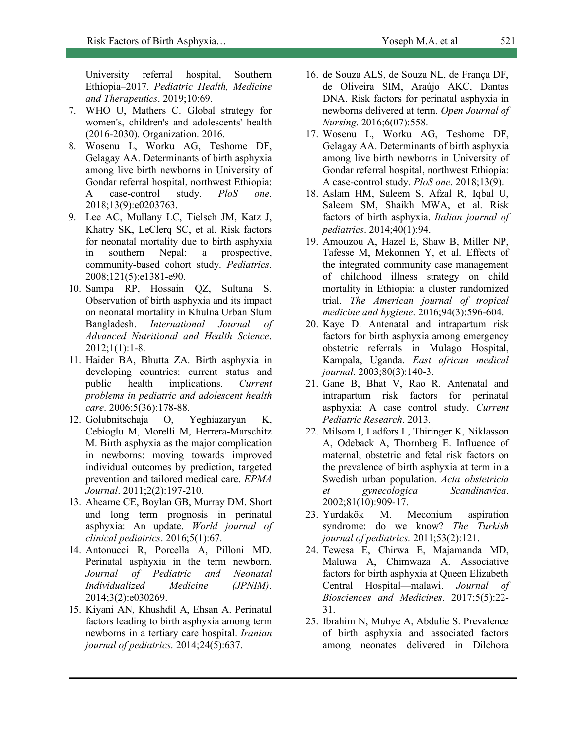University referral hospital, Southern Ethiopia–2017. *Pediatric Health, Medicine and Therapeutics*. 2019;10:69.

7. WHO U, Mathers C. Global strategy for women's, children's and adolescents' health (2016-2030). Organization. 2016.
8. Wosenu L, Worku AG, Teshome DF, Gelagay AA. Determinants of birth asphyxia among live birth newborns in University of Gondar referral hospital, northwest Ethiopia: A case-control study. *PloS one*. 2018;13(9):e0203763.
9. Lee AC, Mullany LC, Tielsch JM, Katz J, Khatry SK, LeClerq SC, et al. Risk factors for neonatal mortality due to birth asphyxia in southern Nepal: a prospective, community-based cohort study. *Pediatrics*. 2008;121(5):e1381-e90.
10. Sampa RP, Hossain QZ, Sultana S. Observation of birth asphyxia and its impact on neonatal mortality in Khulna Urban Slum Bangladesh. *International Journal of Advanced Nutritional and Health Science*. 2012;1(1):1-8.
11. Haider BA, Bhutta ZA. Birth asphyxia in developing countries: current status and public health implications. *Current problems in pediatric and adolescent health care*. 2006;5(36):178-88.
12. Golubnitschaja O, Yeghiazaryan K, Cebioglu M, Morelli M, Herrera-Marschitz M. Birth asphyxia as the major complication in newborns: moving towards improved individual outcomes by prediction, targeted prevention and tailored medical care. *EPMA Journal*. 2011;2(2):197-210.
13. Ahearne CE, Boylan GB, Murray DM. Short and long term prognosis in perinatal asphyxia: An update. *World journal of clinical pediatrics*. 2016;5(1):67.
14. Antonucci R, Porcella A, Pilloni MD. Perinatal asphyxia in the term newborn. *Journal of Pediatric and Neonatal Individualized Medicine (JPNIM)*. 2014;3(2):e030269.
15. Kiyani AN, Khushdil A, Ehsan A. Perinatal factors leading to birth asphyxia among term newborns in a tertiary care hospital. *Iranian journal of pediatrics*. 2014;24(5):637.
16. de Souza ALS, de Souza NL, de França DF, de Oliveira SIM, Araújo AKC, Dantas DNA. Risk factors for perinatal asphyxia in newborns delivered at term. *Open Journal of Nursing*. 2016;6(07):558.
17. Wosenu L, Worku AG, Teshome DF, Gelagay AA. Determinants of birth asphyxia among live birth newborns in University of Gondar referral hospital, northwest Ethiopia: A case-control study. *PloS one*. 2018;13(9).
18. Aslam HM, Saleem S, Afzal R, Iqbal U, Saleem SM, Shaikh MWA, et al. Risk factors of birth asphyxia. *Italian journal of pediatrics*. 2014;40(1):94.
19. Amouzou A, Hazel E, Shaw B, Miller NP, Tafesse M, Mekonnen Y, et al. Effects of the integrated community case management of childhood illness strategy on child mortality in Ethiopia: a cluster randomized trial. *The American journal of tropical medicine and hygiene*. 2016;94(3):596-604.
20. Kaye D. Antenatal and intrapartum risk factors for birth asphyxia among emergency obstetric referrals in Mulago Hospital, Kampala, Uganda. *East african medical journal*. 2003;80(3):140-3.
21. Gane B, Bhat V, Rao R. Antenatal and intrapartum risk factors for perinatal asphyxia: A case control study. *Current Pediatric Research*. 2013.
22. Milsom I, Ladfors L, Thiringer K, Niklasson A, Odeback A, Thornberg E. Influence of maternal, obstetric and fetal risk factors on the prevalence of birth asphyxia at term in a Swedish urban population. *Acta obstetricia et gynecologica Scandinavica*. 2002;81(10):909-17.
23. Yurdakök M. Meconium aspiration syndrome: do we know? *The Turkish journal of pediatrics*. 2011;53(2):121.
24. Tewesa E, Chirwa E, Majamanda MD, Maluwa A, Chimwaza A. Associative factors for birth asphyxia at Queen Elizabeth Central Hospital—malawi. *Journal of Biosciences and Medicines*. 2017;5(5):22-31.
25. Ibrahim N, Muhye A, Abdulie S. Prevalence of birth asphyxia and associated factors among neonates delivered in Dilchora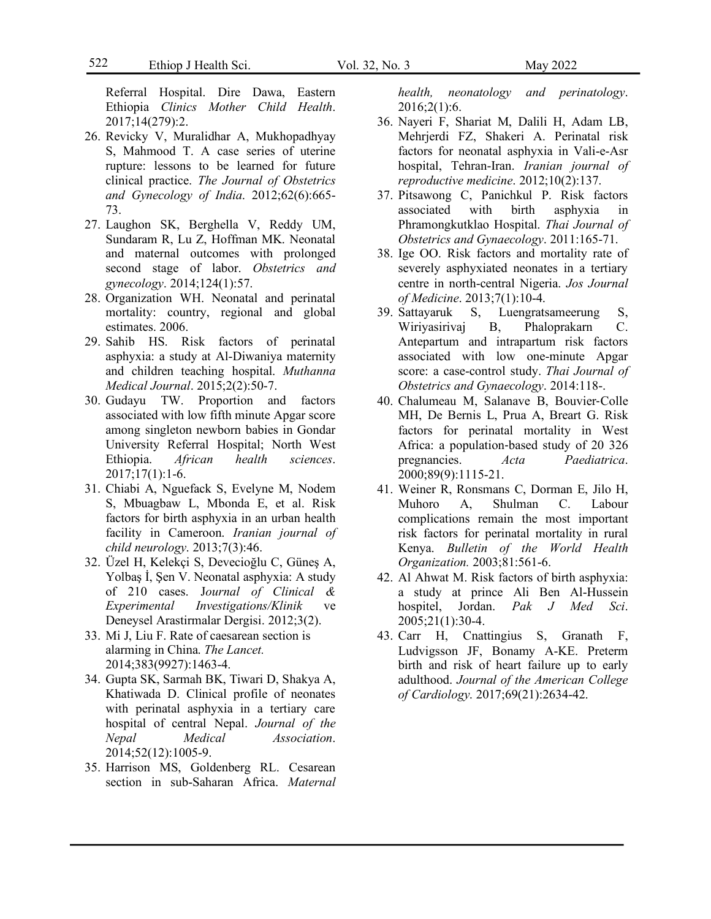Referral Hospital. Dire Dawa, Eastern Ethiopia *Clinics Mother Child Health*. 2017;14(279):2.

26. Revicky V, Muralidhar A, Mukhopadhyay S, Mahmood T. A case series of uterine rupture: lessons to be learned for future clinical practice. *The Journal of Obstetrics and Gynecology of India*. 2012;62(6):665-73.
27. Laughon SK, Berghella V, Reddy UM, Sundaram R, Lu Z, Hoffman MK. Neonatal and maternal outcomes with prolonged second stage of labor. *Obstetrics and gynecology*. 2014;124(1):57.
28. Organization WH. Neonatal and perinatal mortality: country, regional and global estimates. 2006.
29. Sahib HS. Risk factors of perinatal asphyxia: a study at Al-Diwaniya maternity and children teaching hospital. *Muthanna Medical Journal*. 2015;2(2):50-7.
30. Gudayu TW. Proportion and factors associated with low fifth minute Apgar score among singleton newborn babies in Gondar University Referral Hospital; North West Ethiopia. *African health sciences*. 2017;17(1):1-6.
31. Chiabi A, Nguefack S, Evelyne M, Nodem S, Mbuagbaw L, Mbonda E, et al. Risk factors for birth asphyxia in an urban health facility in Cameroon. *Iranian journal of child neurology*. 2013;7(3):46.
32. Üzel H, Kelekçi S, Devecioğlu C, Güneş A, Yolbaş İ, Şen V. Neonatal asphyxia: A study of 210 cases. J*ournal of Clinical & Experimental Investigations/Klinik* ve Deneysel Arastirmalar Dergisi. 2012;3(2).
33. Mi J, Liu F. Rate of caesarean section is alarming in China. *The Lancet.* 2014;383(9927):1463-4.
34. Gupta SK, Sarmah BK, Tiwari D, Shakya A, Khatiwada D. Clinical profile of neonates with perinatal asphyxia in a tertiary care hospital of central Nepal. *Journal of the Nepal Medical Association*. 2014;52(12):1005-9.
35. Harrison MS, Goldenberg RL. Cesarean section in sub-Saharan Africa. *Maternal health, neonatology and perinatology*. 2016;2(1):6.
36. Nayeri F, Shariat M, Dalili H, Adam LB, Mehrjerdi FZ, Shakeri A. Perinatal risk factors for neonatal asphyxia in Vali-e-Asr hospital, Tehran-Iran. *Iranian journal of reproductive medicine*. 2012;10(2):137.
37. Pitsawong C, Panichkul P. Risk factors associated with birth asphyxia in Phramongkutklao Hospital. *Thai Journal of Obstetrics and Gynaecology*. 2011:165-71.
38. Ige OO. Risk factors and mortality rate of severely asphyxiated neonates in a tertiary centre in north-central Nigeria. *Jos Journal of Medicine*. 2013;7(1):10-4.
39. Sattayaruk S, Luengratsameerung S, Wiriyasirivaj B, Phaloprakarn C. Antepartum and intrapartum risk factors associated with low one-minute Apgar score: a case-control study. *Thai Journal of Obstetrics and Gynaecology*. 2014:118-.
40. Chalumeau M, Salanave B, Bouvier-Colle MH, De Bernis L, Prua A, Breart G. Risk factors for perinatal mortality in West Africa: a population-based study of 20 326 pregnancies. *Acta Paediatrica*. 2000;89(9):1115-21.
41. Weiner R, Ronsmans C, Dorman E, Jilo H, Muhoro A, Shulman C. Labour complications remain the most important risk factors for perinatal mortality in rural Kenya. *Bulletin of the World Health Organization.* 2003;81:561-6.
42. Al Ahwat M. Risk factors of birth asphyxia: a study at prince Ali Ben Al-Hussein hospitel, Jordan. *Pak J Med Sci*. 2005;21(1):30-4.
43. Carr H, Cnattingius S, Granath F, Ludvigsson JF, Bonamy A-KE. Preterm birth and risk of heart failure up to early adulthood. *Journal of the American College of Cardiology*. 2017;69(21):2634-42.